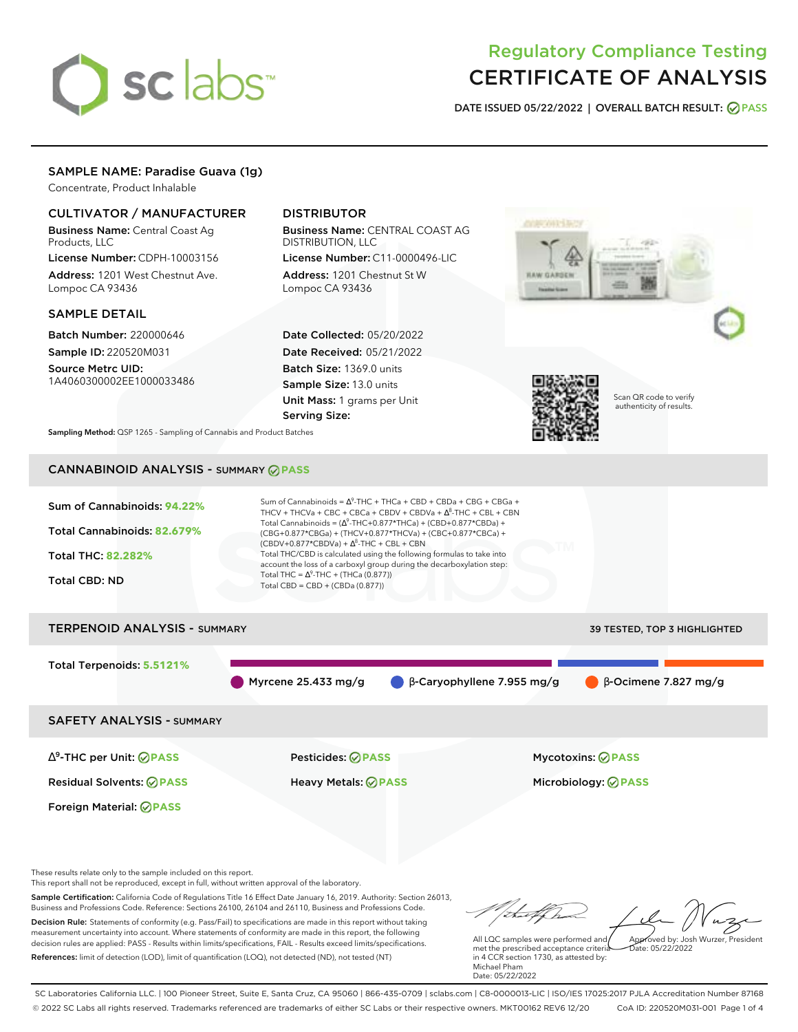# Regulatory Compliance Testing
# CERTIFICATE OF ANALYSIS

**DATE ISSUED 05/22/2022 | OVERALL BATCH RESULT: PASS**

## SAMPLE NAME: Paradise Guava (1g)

Concentrate, Product Inhalable

### CULTIVATOR / MANUFACTURER

**Business Name:** Central Coast Ag Products, LLC

**License Number:** CDPH-10003156

**Address:** 1201 West Chestnut Ave. Lompoc CA 93436

### DISTRIBUTOR

**Business Name:** CENTRAL COAST AG DISTRIBUTION, LLC

**License Number:** C11-0000496-LIC

**Address:** 1201 Chestnut St W Lompoc CA 93436

### SAMPLE DETAIL

**Batch Number:** 220000646

**Sample ID:** 220520M031

**Source Metrc UID:** 1A4060300002EE1000033486

**Date Collected:** 05/20/2022

**Date Received:** 05/21/2022

**Batch Size:** 1369.0 units

**Sample Size:** 13.0 units

**Unit Mass:** 1 grams per Unit

**Serving Size:**

Scan QR code to verify authenticity of results.

**Sampling Method:** QSP 1265 - Sampling of Cannabis and Product Batches

## CANNABINOID ANALYSIS - SUMMARY PASS

Sum of Cannabinoids: **94.22%**

Total Cannabinoids: **82.679%**

Total THC: **82.282%**

Total CBD: ND

Sum of Cannabinoids = $\Delta^9$-THC + THCa + CBD + CBDa + CBG + CBGa + THCV + THCVa + CBC + CBCa + CBDV + CBDVa + $\Delta^8$-THC + CBL + CBN

Total Cannabinoids = ($\Delta^9$-THC+0.877*THCa) + (CBD+0.877*CBDa) + (CBG+0.877*CBGa) + (THCV+0.877*THCVa) + (CBC+0.877*CBCa) + (CBDV+0.877*CBDVa) + $\Delta^8$-THC + CBL + CBN

Total THC/CBD is calculated using the following formulas to take into account the loss of a carboxyl group during the decarboxylation step:

Total THC = $\Delta^9$-THC + (THCa (0.877))

Total CBD = CBD + (CBDa (0.877))

## TERPENOID ANALYSIS - SUMMARY

39 TESTED, TOP 3 HIGHLIGHTED

Total Terpenoids: **5.5121%**

Myrcene 25.433 mg/g | β-Caryophyllene 7.955 mg/g | β-Ocimene 7.827 mg/g

## SAFETY ANALYSIS - SUMMARY

| | | |
|---|---|---|
| $\Delta^9$-THC per Unit: PASS | Pesticides: PASS | Mycotoxins: PASS |
| Residual Solvents: PASS | Heavy Metals: PASS | Microbiology: PASS |
| Foreign Material: PASS | | |

These results relate only to the sample included on this report.
This report shall not be reproduced, except in full, without written approval of the laboratory.

**Sample Certification:** California Code of Regulations Title 16 Effect Date January 16, 2019. Authority: Section 26013, Business and Professions Code. Reference: Sections 26100, 26104 and 26110, Business and Professions Code.

**Decision Rule:** Statements of conformity (e.g. Pass/Fail) to specifications are made in this report without taking measurement uncertainty into account. Where statements of conformity are made in this report, the following decision rules are applied: PASS - Results within limits/specifications, FAIL - Results exceed limits/specifications.

**References:** limit of detection (LOD), limit of quantification (LOQ), not detected (ND), not tested (NT)

All LQC samples were performed and met the prescribed acceptance criteria in 4 CCR section 1730, as attested by: Michael Pham
Date: 05/22/2022

Approved by: Josh Wurzer, President
Date: 05/22/2022

SC Laboratories California LLC. | 100 Pioneer Street, Suite E, Santa Cruz, CA 95060 | 866-435-0709 | sclabs.com | C8-0000013-LIC | ISO/IES 17025:2017 PJLA Accreditation Number 87168
© 2022 SC Labs all rights reserved. Trademarks referenced are trademarks of either SC Labs or their respective owners. MKT00162 REV6 12/20 CoA ID: 220520M031-001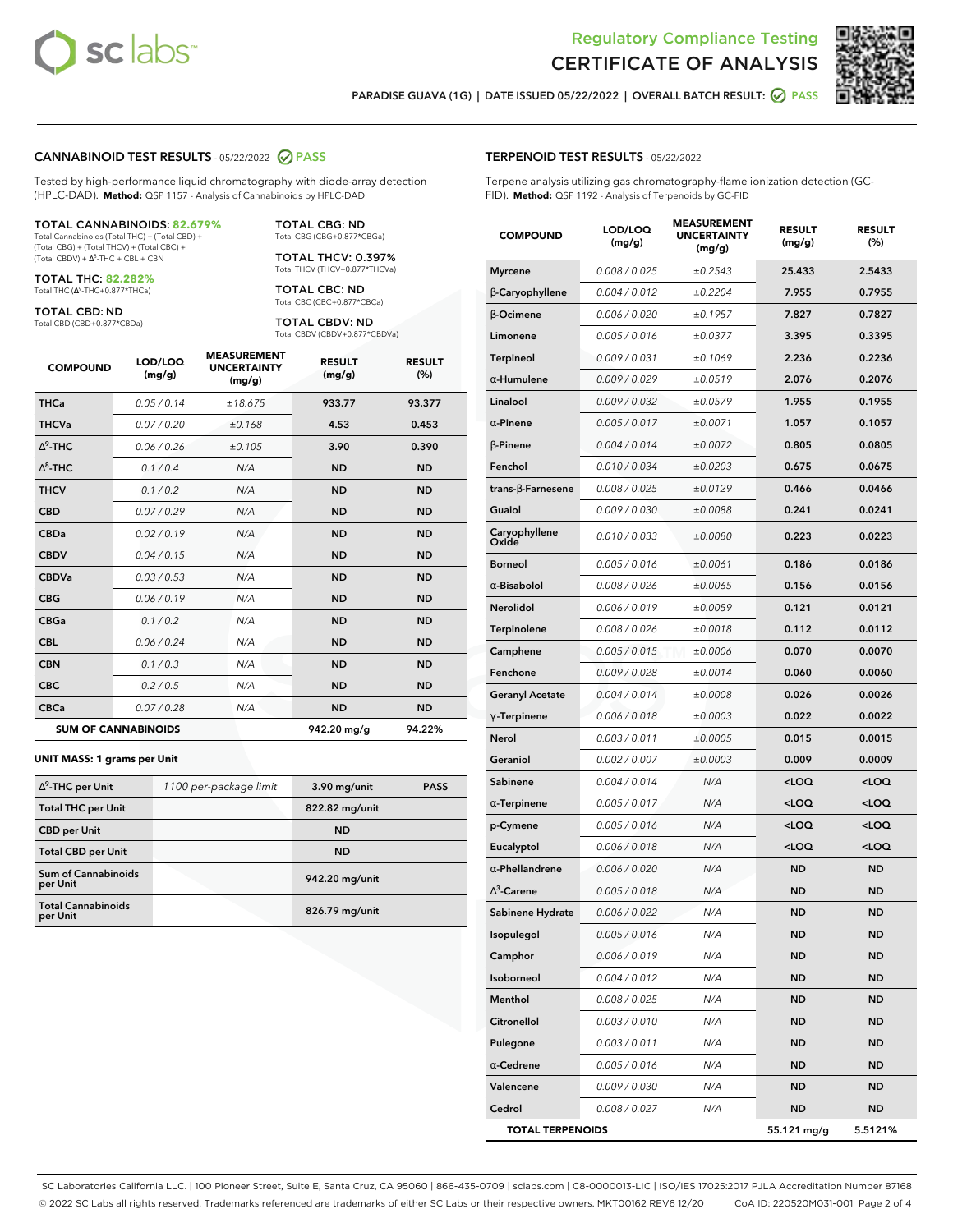# Regulatory Compliance Testing
# CERTIFICATE OF ANALYSIS

PARADISE GUAVA (1G) | DATE ISSUED 05/22/2022 | OVERALL BATCH RESULT: PASS

## CANNABINOID TEST RESULTS - 05/22/2022 PASS

Tested by high-performance liquid chromatography with diode-array detection (HPLC-DAD). **Method:** QSP 1157 - Analysis of Cannabinoids by HPLC-DAD

**TOTAL CANNABINOIDS: 82.679%**
Total Cannabinoids (Total THC) + (Total CBD) + (Total CBG) + (Total THCV) + (Total CBC) + (Total CBDV) + $\Delta^8$-THC + CBL + CBN

**TOTAL THC: 82.282%**
Total THC ($\Delta^9$-THC+0.877*THCa)

**TOTAL CBD: ND**
Total CBD (CBD+0.877*CBDa)

**TOTAL CBG: ND**
Total CBG (CBG+0.877*CBGa)

**TOTAL THCV: 0.397%**
Total THCV (THCV+0.877*THCVa)

**TOTAL CBC: ND**
Total CBC (CBC+0.877*CBCa)

**TOTAL CBDV: ND**
Total CBDV (CBDV+0.877*CBDVa)

| COMPOUND | LOD/LOQ (mg/g) | MEASUREMENT UNCERTAINTY (mg/g) | RESULT (mg/g) | RESULT (%) |
|---|---|---|---|---|
| THCa | 0.05 / 0.14 | ±18.675 | 933.77 | 93.377 |
| THCVa | 0.07 / 0.20 | ±0.168 | 4.53 | 0.453 |
| $\Delta^9$-THC | 0.06 / 0.26 | ±0.105 | 3.90 | 0.390 |
| $\Delta^8$-THC | 0.1 / 0.4 | N/A | ND | ND |
| THCV | 0.1 / 0.2 | N/A | ND | ND |
| CBD | 0.07 / 0.29 | N/A | ND | ND |
| CBDa | 0.02 / 0.19 | N/A | ND | ND |
| CBDV | 0.04 / 0.15 | N/A | ND | ND |
| CBDVa | 0.03 / 0.53 | N/A | ND | ND |
| CBG | 0.06 / 0.19 | N/A | ND | ND |
| CBGa | 0.1 / 0.2 | N/A | ND | ND |
| CBL | 0.06 / 0.24 | N/A | ND | ND |
| CBN | 0.1 / 0.3 | N/A | ND | ND |
| CBC | 0.2 / 0.5 | N/A | ND | ND |
| CBCa | 0.07 / 0.28 | N/A | ND | ND |
| **SUM OF CANNABINOIDS** | | | 942.20 mg/g | 94.22% |

**UNIT MASS: 1 grams per Unit**

| | | | |
|---|---|---|---|
| $\Delta^9$-THC per Unit | 1100 per-package limit | 3.90 mg/unit | PASS |
| Total THC per Unit | | 822.82 mg/unit | |
| CBD per Unit | | ND | |
| Total CBD per Unit | | ND | |
| Sum of Cannabinoids per Unit | | 942.20 mg/unit | |
| Total Cannabinoids per Unit | | 826.79 mg/unit | |

## TERPENOID TEST RESULTS - 05/22/2022

Terpene analysis utilizing gas chromatography-flame ionization detection (GC-FID). **Method:** QSP 1192 - Analysis of Terpenoids by GC-FID

| COMPOUND | LOD/LOQ (mg/g) | MEASUREMENT UNCERTAINTY (mg/g) | RESULT (mg/g) | RESULT (%) |
|---|---|---|---|---|
| Myrcene | 0.008 / 0.025 | ±0.2543 | 25.433 | 2.5433 |
| β-Caryophyllene | 0.004 / 0.012 | ±0.2204 | 7.955 | 0.7955 |
| β-Ocimene | 0.006 / 0.020 | ±0.1957 | 7.827 | 0.7827 |
| Limonene | 0.005 / 0.016 | ±0.0377 | 3.395 | 0.3395 |
| Terpineol | 0.009 / 0.031 | ±0.1069 | 2.236 | 0.2236 |
| α-Humulene | 0.009 / 0.029 | ±0.0519 | 2.076 | 0.2076 |
| Linalool | 0.009 / 0.032 | ±0.0579 | 1.955 | 0.1955 |
| α-Pinene | 0.005 / 0.017 | ±0.0071 | 1.057 | 0.1057 |
| β-Pinene | 0.004 / 0.014 | ±0.0072 | 0.805 | 0.0805 |
| Fenchol | 0.010 / 0.034 | ±0.0203 | 0.675 | 0.0675 |
| trans-β-Farnesene | 0.008 / 0.025 | ±0.0129 | 0.466 | 0.0466 |
| Guaiol | 0.009 / 0.030 | ±0.0088 | 0.241 | 0.0241 |
| Caryophyllene Oxide | 0.010 / 0.033 | ±0.0080 | 0.223 | 0.0223 |
| Borneol | 0.005 / 0.016 | ±0.0061 | 0.186 | 0.0186 |
| α-Bisabolol | 0.008 / 0.026 | ±0.0065 | 0.156 | 0.0156 |
| Nerolidol | 0.006 / 0.019 | ±0.0059 | 0.121 | 0.0121 |
| Terpinolene | 0.008 / 0.026 | ±0.0018 | 0.112 | 0.0112 |
| Camphene | 0.005 / 0.015 | ±0.0006 | 0.070 | 0.0070 |
| Fenchone | 0.009 / 0.028 | ±0.0014 | 0.060 | 0.0060 |
| Geranyl Acetate | 0.004 / 0.014 | ±0.0008 | 0.026 | 0.0026 |
| γ-Terpinene | 0.006 / 0.018 | ±0.0003 | 0.022 | 0.0022 |
| Nerol | 0.003 / 0.011 | ±0.0005 | 0.015 | 0.0015 |
| Geraniol | 0.002 / 0.007 | ±0.0003 | 0.009 | 0.0009 |
| Sabinene | 0.004 / 0.014 | N/A | <LOQ | <LOQ |
| α-Terpinene | 0.005 / 0.017 | N/A | <LOQ | <LOQ |
| p-Cymene | 0.005 / 0.016 | N/A | <LOQ | <LOQ |
| Eucalyptol | 0.006 / 0.018 | N/A | <LOQ | <LOQ |
| α-Phellandrene | 0.006 / 0.020 | N/A | ND | ND |
| $\Delta^3$-Carene | 0.005 / 0.018 | N/A | ND | ND |
| Sabinene Hydrate | 0.006 / 0.022 | N/A | ND | ND |
| Isopulegol | 0.005 / 0.016 | N/A | ND | ND |
| Camphor | 0.006 / 0.019 | N/A | ND | ND |
| Isoborneol | 0.004 / 0.012 | N/A | ND | ND |
| Menthol | 0.008 / 0.025 | N/A | ND | ND |
| Citronellol | 0.003 / 0.010 | N/A | ND | ND |
| Pulegone | 0.003 / 0.011 | N/A | ND | ND |
| α-Cedrene | 0.005 / 0.016 | N/A | ND | ND |
| Valencene | 0.009 / 0.030 | N/A | ND | ND |
| Cedrol | 0.008 / 0.027 | N/A | ND | ND |
| **TOTAL TERPENOIDS** | | | 55.121 mg/g | 5.5121% |

SC Laboratories California LLC. | 100 Pioneer Street, Suite E, Santa Cruz, CA 95060 | 866-435-0709 | sclabs.com | C8-0000013-LIC | ISO/IES 17025:2017 PJLA Accreditation Number 87168
© 2022 SC Labs all rights reserved. Trademarks referenced are trademarks of either SC Labs or their respective owners. MKT00162 REV6 12/20 CoA ID: 220520M031-001